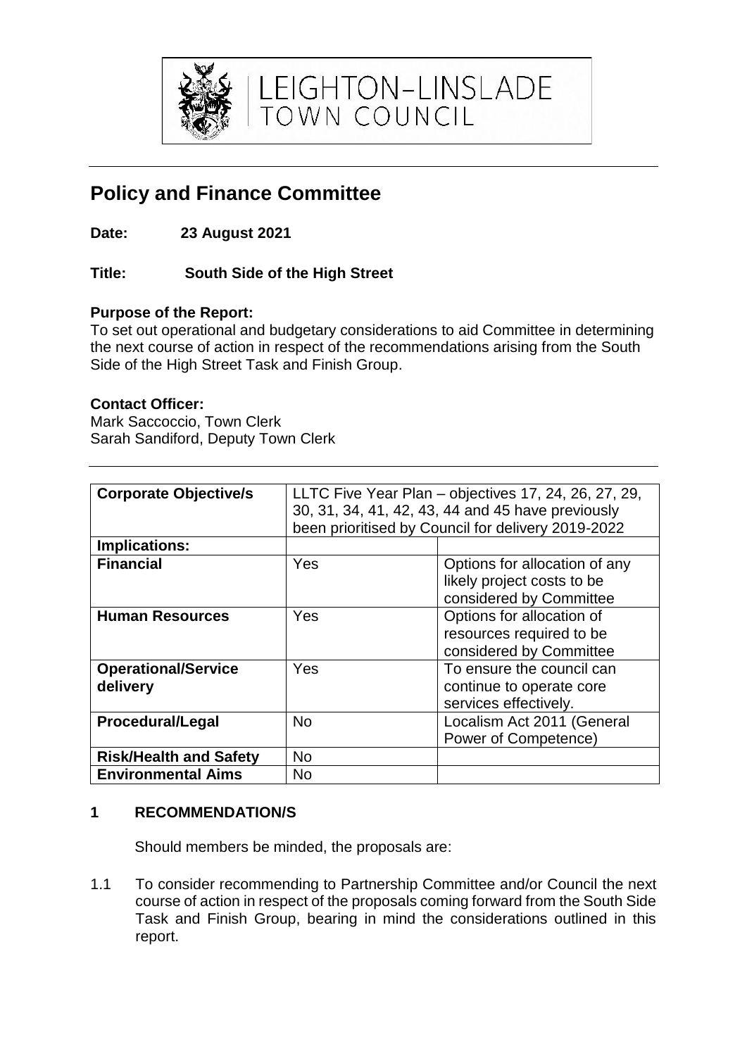LEIGHTON-LINSLADE TOWN COUNCIL

# Policy and Finance Committee

**Date: 23 August 2021**

**Title: South Side of the High Street**

**Purpose of the Report:**
To set out operational and budgetary considerations to aid Committee in determining the next course of action in respect of the recommendations arising from the South Side of the High Street Task and Finish Group.

**Contact Officer:**
Mark Saccoccio, Town Clerk
Sarah Sandiford, Deputy Town Clerk

| **Corporate Objective/s** | LLTC Five Year Plan – objectives 17, 24, 26, 27, 29, 30, 31, 34, 41, 42, 43, 44 and 45 have previously been prioritised by Council for delivery 2019-2022 | |
|---|---|---|
| **Implications:** | | |
| **Financial** | Yes | Options for allocation of any likely project costs to be considered by Committee |
| **Human Resources** | Yes | Options for allocation of resources required to be considered by Committee |
| **Operational/Service delivery** | Yes | To ensure the council can continue to operate core services effectively. |
| **Procedural/Legal** | No | Localism Act 2011 (General Power of Competence) |
| **Risk/Health and Safety** | No | |
| **Environmental Aims** | No | |

## 1 RECOMMENDATION/S

Should members be minded, the proposals are:

1.1 To consider recommending to Partnership Committee and/or Council the next course of action in respect of the proposals coming forward from the South Side Task and Finish Group, bearing in mind the considerations outlined in this report.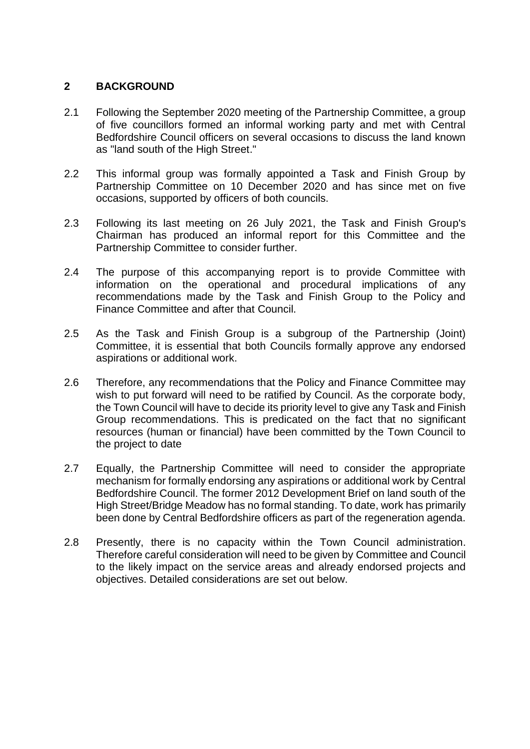## 2 BACKGROUND

2.1 Following the September 2020 meeting of the Partnership Committee, a group of five councillors formed an informal working party and met with Central Bedfordshire Council officers on several occasions to discuss the land known as "land south of the High Street."

2.2 This informal group was formally appointed a Task and Finish Group by Partnership Committee on 10 December 2020 and has since met on five occasions, supported by officers of both councils.

2.3 Following its last meeting on 26 July 2021, the Task and Finish Group's Chairman has produced an informal report for this Committee and the Partnership Committee to consider further.

2.4 The purpose of this accompanying report is to provide Committee with information on the operational and procedural implications of any recommendations made by the Task and Finish Group to the Policy and Finance Committee and after that Council.

2.5 As the Task and Finish Group is a subgroup of the Partnership (Joint) Committee, it is essential that both Councils formally approve any endorsed aspirations or additional work.

2.6 Therefore, any recommendations that the Policy and Finance Committee may wish to put forward will need to be ratified by Council. As the corporate body, the Town Council will have to decide its priority level to give any Task and Finish Group recommendations. This is predicated on the fact that no significant resources (human or financial) have been committed by the Town Council to the project to date

2.7 Equally, the Partnership Committee will need to consider the appropriate mechanism for formally endorsing any aspirations or additional work by Central Bedfordshire Council. The former 2012 Development Brief on land south of the High Street/Bridge Meadow has no formal standing. To date, work has primarily been done by Central Bedfordshire officers as part of the regeneration agenda.

2.8 Presently, there is no capacity within the Town Council administration. Therefore careful consideration will need to be given by Committee and Council to the likely impact on the service areas and already endorsed projects and objectives. Detailed considerations are set out below.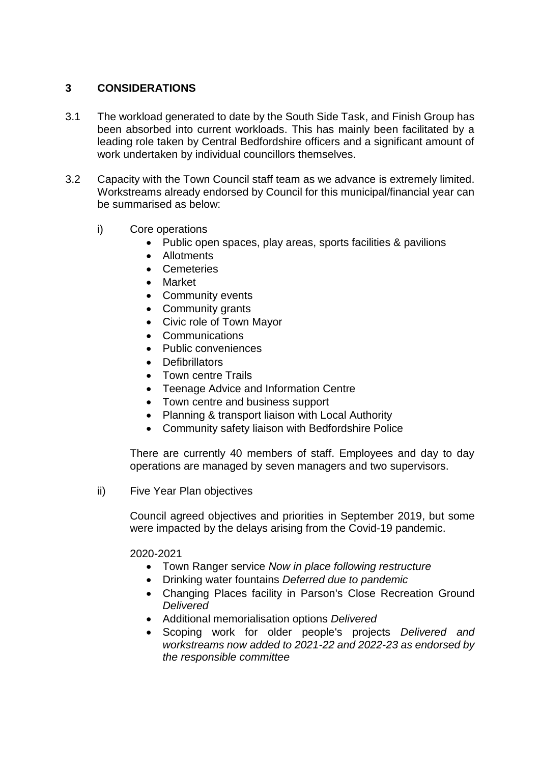## 3 CONSIDERATIONS

3.1 The workload generated to date by the South Side Task, and Finish Group has been absorbed into current workloads. This has mainly been facilitated by a leading role taken by Central Bedfordshire officers and a significant amount of work undertaken by individual councillors themselves.

3.2 Capacity with the Town Council staff team as we advance is extremely limited. Workstreams already endorsed by Council for this municipal/financial year can be summarised as below:

i) Core operations

- Public open spaces, play areas, sports facilities & pavilions
- Allotments
- Cemeteries
- Market
- Community events
- Community grants
- Civic role of Town Mayor
- Communications
- Public conveniences
- Defibrillators
- Town centre Trails
- Teenage Advice and Information Centre
- Town centre and business support
- Planning & transport liaison with Local Authority
- Community safety liaison with Bedfordshire Police

There are currently 40 members of staff. Employees and day to day operations are managed by seven managers and two supervisors.

ii) Five Year Plan objectives

Council agreed objectives and priorities in September 2019, but some were impacted by the delays arising from the Covid-19 pandemic.

2020-2021

- Town Ranger service *Now in place following restructure*
- Drinking water fountains *Deferred due to pandemic*
- Changing Places facility in Parson's Close Recreation Ground *Delivered*
- Additional memorialisation options *Delivered*
- Scoping work for older people's projects *Delivered and workstreams now added to 2021-22 and 2022-23 as endorsed by the responsible committee*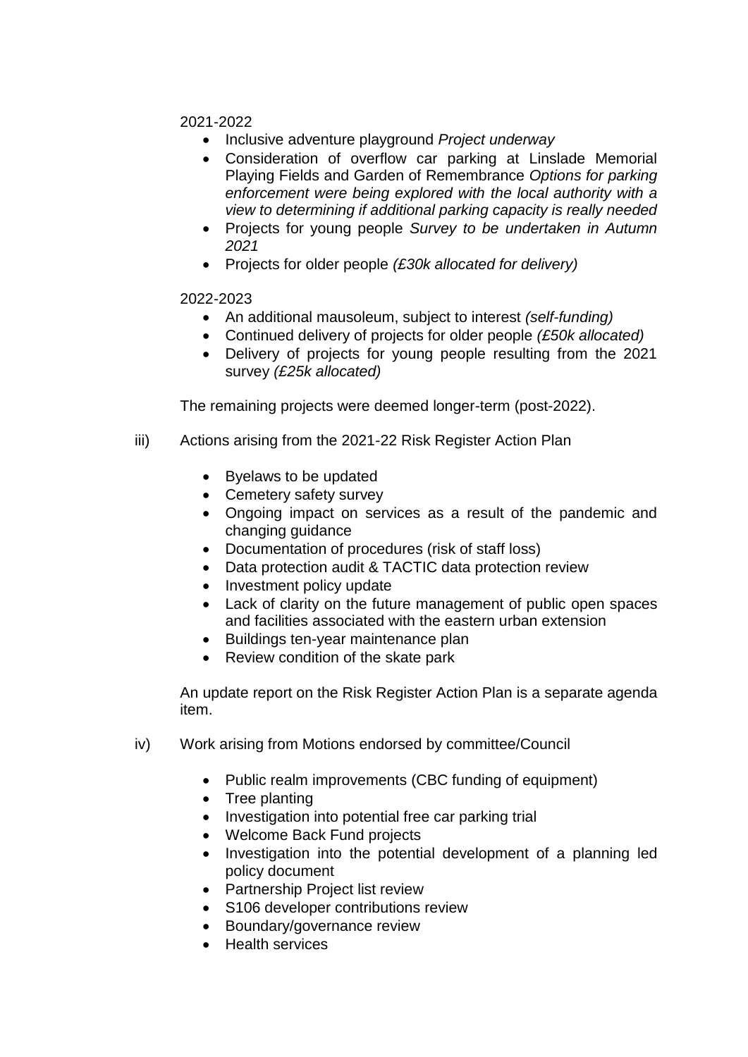2021-2022

- Inclusive adventure playground *Project underway*
- Consideration of overflow car parking at Linslade Memorial Playing Fields and Garden of Remembrance *Options for parking enforcement were being explored with the local authority with a view to determining if additional parking capacity is really needed*
- Projects for young people *Survey to be undertaken in Autumn 2021*
- Projects for older people *(£30k allocated for delivery)*

2022-2023

- An additional mausoleum, subject to interest *(self-funding)*
- Continued delivery of projects for older people *(£50k allocated)*
- Delivery of projects for young people resulting from the 2021 survey *(£25k allocated)*

The remaining projects were deemed longer-term (post-2022).

iii) Actions arising from the 2021-22 Risk Register Action Plan

- Byelaws to be updated
- Cemetery safety survey
- Ongoing impact on services as a result of the pandemic and changing guidance
- Documentation of procedures (risk of staff loss)
- Data protection audit & TACTIC data protection review
- Investment policy update
- Lack of clarity on the future management of public open spaces and facilities associated with the eastern urban extension
- Buildings ten-year maintenance plan
- Review condition of the skate park

An update report on the Risk Register Action Plan is a separate agenda item.

iv) Work arising from Motions endorsed by committee/Council

- Public realm improvements (CBC funding of equipment)
- Tree planting
- Investigation into potential free car parking trial
- Welcome Back Fund projects
- Investigation into the potential development of a planning led policy document
- Partnership Project list review
- S106 developer contributions review
- Boundary/governance review
- Health services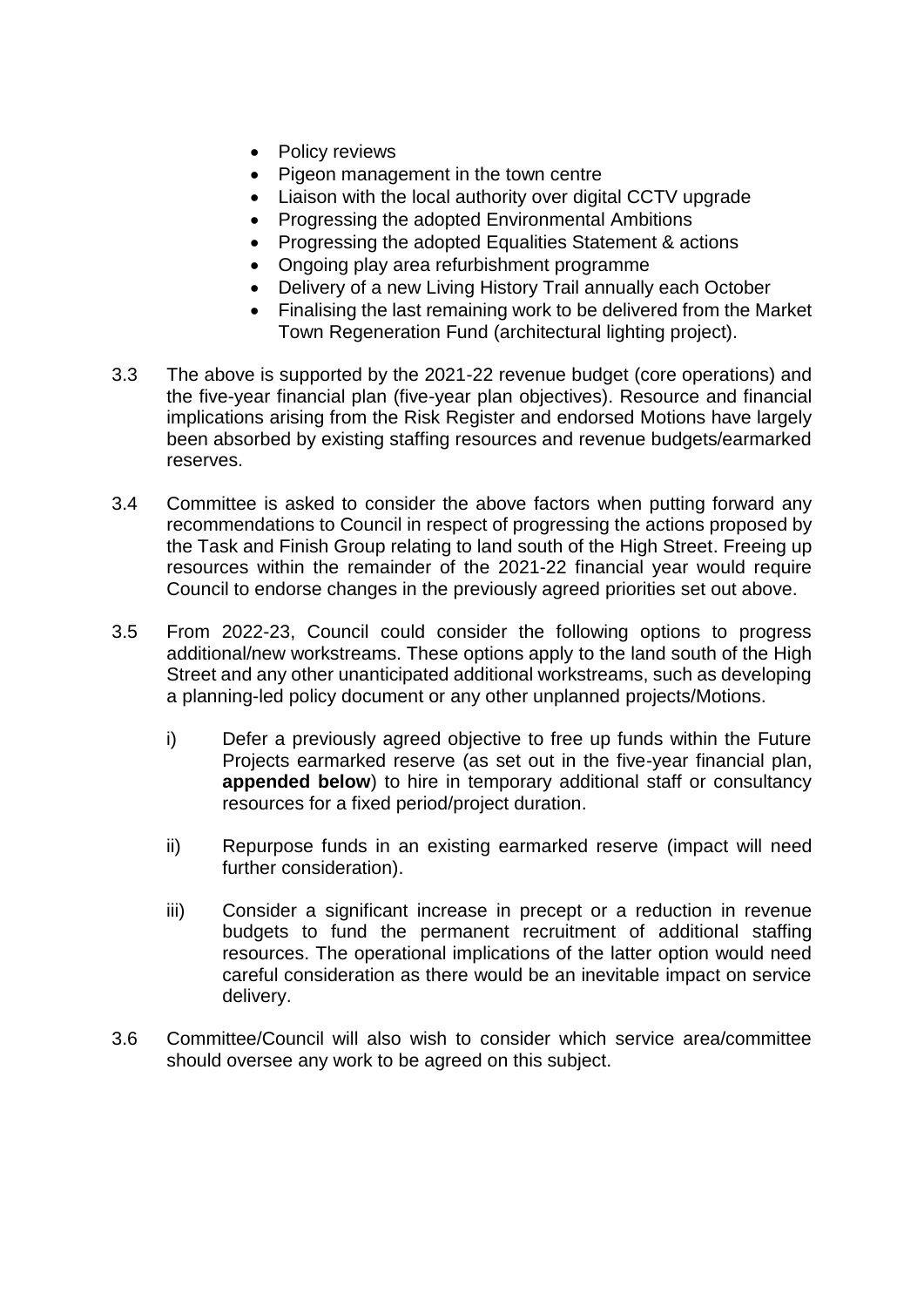- Policy reviews
- Pigeon management in the town centre
- Liaison with the local authority over digital CCTV upgrade
- Progressing the adopted Environmental Ambitions
- Progressing the adopted Equalities Statement & actions
- Ongoing play area refurbishment programme
- Delivery of a new Living History Trail annually each October
- Finalising the last remaining work to be delivered from the Market Town Regeneration Fund (architectural lighting project).

3.3 The above is supported by the 2021-22 revenue budget (core operations) and the five-year financial plan (five-year plan objectives). Resource and financial implications arising from the Risk Register and endorsed Motions have largely been absorbed by existing staffing resources and revenue budgets/earmarked reserves.

3.4 Committee is asked to consider the above factors when putting forward any recommendations to Council in respect of progressing the actions proposed by the Task and Finish Group relating to land south of the High Street. Freeing up resources within the remainder of the 2021-22 financial year would require Council to endorse changes in the previously agreed priorities set out above.

3.5 From 2022-23, Council could consider the following options to progress additional/new workstreams. These options apply to the land south of the High Street and any other unanticipated additional workstreams, such as developing a planning-led policy document or any other unplanned projects/Motions.

i) Defer a previously agreed objective to free up funds within the Future Projects earmarked reserve (as set out in the five-year financial plan, **appended below**) to hire in temporary additional staff or consultancy resources for a fixed period/project duration.

ii) Repurpose funds in an existing earmarked reserve (impact will need further consideration).

iii) Consider a significant increase in precept or a reduction in revenue budgets to fund the permanent recruitment of additional staffing resources. The operational implications of the latter option would need careful consideration as there would be an inevitable impact on service delivery.

3.6 Committee/Council will also wish to consider which service area/committee should oversee any work to be agreed on this subject.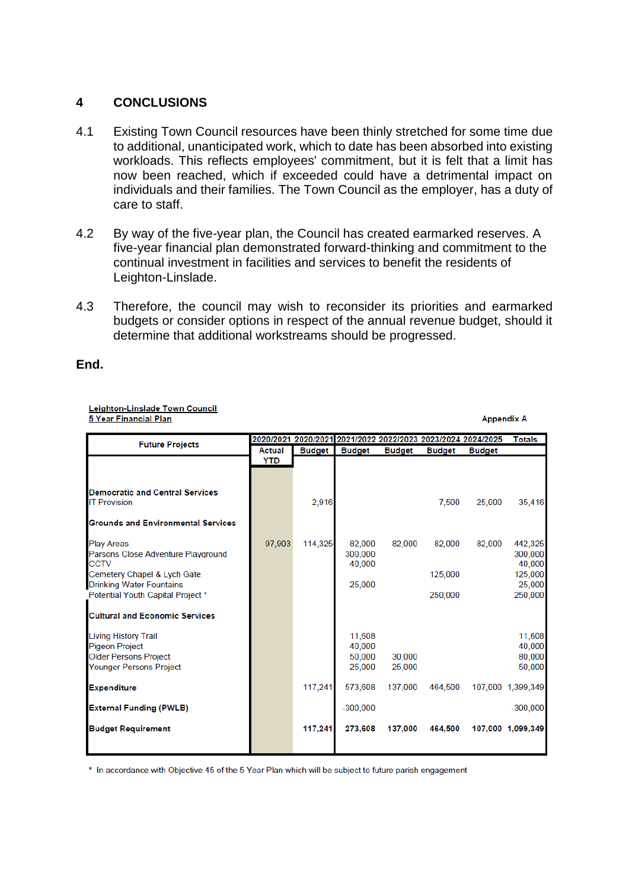## 4 CONCLUSIONS

4.1 Existing Town Council resources have been thinly stretched for some time due to additional, unanticipated work, which to date has been absorbed into existing workloads. This reflects employees' commitment, but it is felt that a limit has now been reached, which if exceeded could have a detrimental impact on individuals and their families. The Town Council as the employer, has a duty of care to staff.

4.2 By way of the five-year plan, the Council has created earmarked reserves. A five-year financial plan demonstrated forward-thinking and commitment to the continual investment in facilities and services to benefit the residents of Leighton-Linslade.

4.3 Therefore, the council may wish to reconsider its priorities and earmarked budgets or consider options in respect of the annual revenue budget, should it determine that additional workstreams should be progressed.

**End.**

**Leighton-Linslade Town Council**
**5 Year Financial Plan**

**Appendix A**

| Future Projects | 2020/2021 Actual YTD | 2020/2021 Budget | 2021/2022 Budget | 2022/2023 Budget | 2023/2024 Budget | 2024/2025 Budget | Totals |
|---|---|---|---|---|---|---|---|
| **Democratic and Central Services** | | | | | | | |
| IT Provision | | 2,916 | | | 7,500 | 25,000 | 35,416 |
| **Grounds and Environmental Services** | | | | | | | |
| Play Areas | 97,903 | 114,325 | 82,000 | 82,000 | 82,000 | 82,000 | 442,325 |
| Parsons Close Adventure Playground | | | 300,000 | | | | 300,000 |
| CCTV | | | 40,000 | | | | 40,000 |
| Cemetery Chapel & Lych Gate | | | | | 125,000 | | 125,000 |
| Drinking Water Fountains | | | 25,000 | | | | 25,000 |
| Potential Youth Capital Project * | | | | | 250,000 | | 250,000 |
| **Cultural and Economic Services** | | | | | | | |
| Living History Trail | | | 11,608 | | | | 11,608 |
| Pigeon Project | | | 40,000 | | | | 40,000 |
| Older Persons Project | | | 50,000 | 30,000 | | | 80,000 |
| Younger Persons Project | | | 25,000 | 25,000 | | | 50,000 |
| **Expenditure** | | 117,241 | 573,608 | 137,000 | 464,500 | 107,000 | 1,399,349 |
| **External Funding (PWLB)** | | | -300,000 | | | | -300,000 |
| **Budget Requirement** | | **117,241** | **273,608** | **137,000** | **464,500** | **107,000** | **1,099,349** |

\* In accordance with Objective 45 of the 5 Year Plan which will be subject to future parish engagement